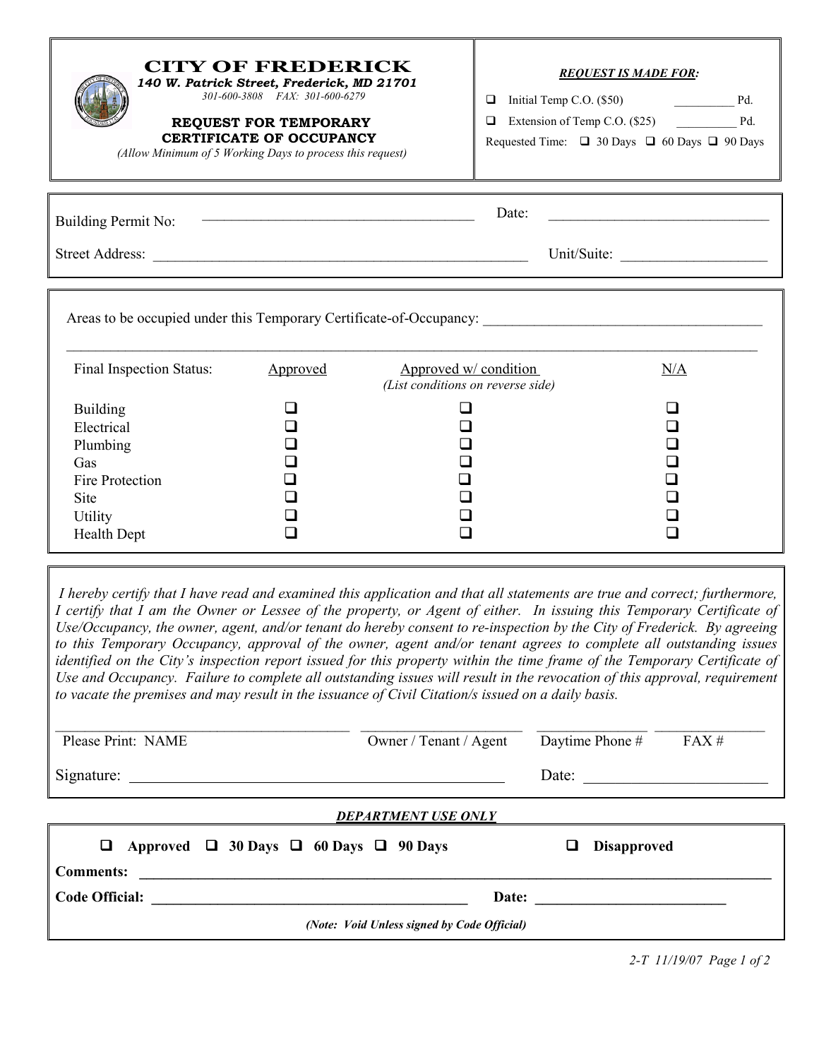# CITY OF FREDERICK

***140 W. Patrick Street, Frederick, MD 21701***

*301-600-3808 FAX: 301-600-6279*

## REQUEST FOR TEMPORARY CERTIFICATE OF OCCUPANCY

*(Allow Minimum of 5 Working Days to process this request)*

***REQUEST IS MADE FOR:***

- ☐ Initial Temp C.O. ($50) __________ Pd.
- ☐ Extension of Temp C.O. ($25) __________ Pd.

Requested Time: ☐ 30 Days ☐ 60 Days ☐ 90 Days

Building Permit No: ______________________________________ Date: ______________________________

Street Address: ____________________________________________________ Unit/Suite: ____________________

Areas to be occupied under this Temporary Certificate-of-Occupancy: ______________________________________

________________________________________________________________________________________________

| Final Inspection Status: | Approved | Approved w/ condition *(List conditions on reverse side)* | N/A |
|---|---|---|---|
| Building | ☐ | ☐ | ☐ |
| Electrical | ☐ | ☐ | ☐ |
| Plumbing | ☐ | ☐ | ☐ |
| Gas | ☐ | ☐ | ☐ |
| Fire Protection | ☐ | ☐ | ☐ |
| Site | ☐ | ☐ | ☐ |
| Utility | ☐ | ☐ | ☐ |
| Health Dept | ☐ | ☐ | ☐ |

*I hereby certify that I have read and examined this application and that all statements are true and correct; furthermore, I certify that I am the Owner or Lessee of the property, or Agent of either. In issuing this Temporary Certificate of Use/Occupancy, the owner, agent, and/or tenant do hereby consent to re-inspection by the City of Frederick. By agreeing to this Temporary Occupancy, approval of the owner, agent and/or tenant agrees to complete all outstanding issues identified on the City's inspection report issued for this property within the time frame of the Temporary Certificate of Use and Occupancy. Failure to complete all outstanding issues will result in the revocation of this approval, requirement to vacate the premises and may result in the issuance of Civil Citation/s issued on a daily basis.*

________________________________________ ______________________ _______________ _______________

Please Print: NAME Owner / Tenant / Agent Daytime Phone # FAX #

Signature: ________________________________________________ Date: _______________________

***DEPARTMENT USE ONLY***

**☐ Approved ☐ 30 Days ☐ 60 Days ☐ 90 Days ☐ Disapproved**

**Comments:** ________________________________________________________________________________

**Code Official:** ____________________________________________ **Date:** __________________________

***(Note: Void Unless signed by Code Official)***

2-T 11/19/07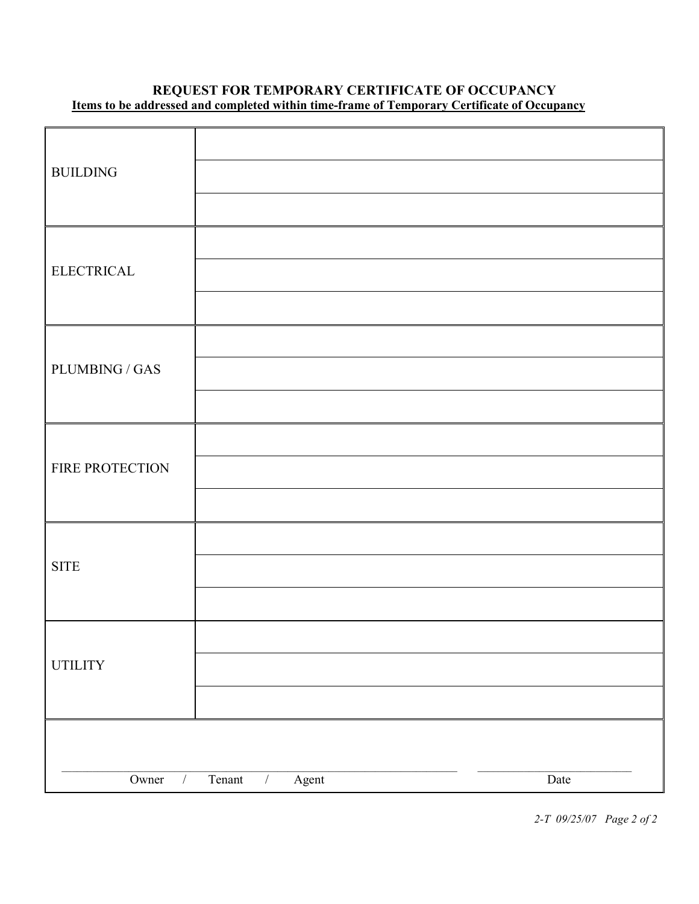# REQUEST FOR TEMPORARY CERTIFICATE OF OCCUPANCY

**Items to be addressed and completed within time-frame of Temporary Certificate of Occupancy**

| | |
|---|---|
| BUILDING | |
| | |
| | |
| ELECTRICAL | |
| | |
| | |
| PLUMBING / GAS | |
| | |
| | |
| FIRE PROTECTION | |
| | |
| | |
| SITE | |
| | |
| | |
| UTILITY | |
| | |
| | |

_______________________________________________ ____________________

Owner / Tenant / Agent                                        Date

*2-T 09/25/07*